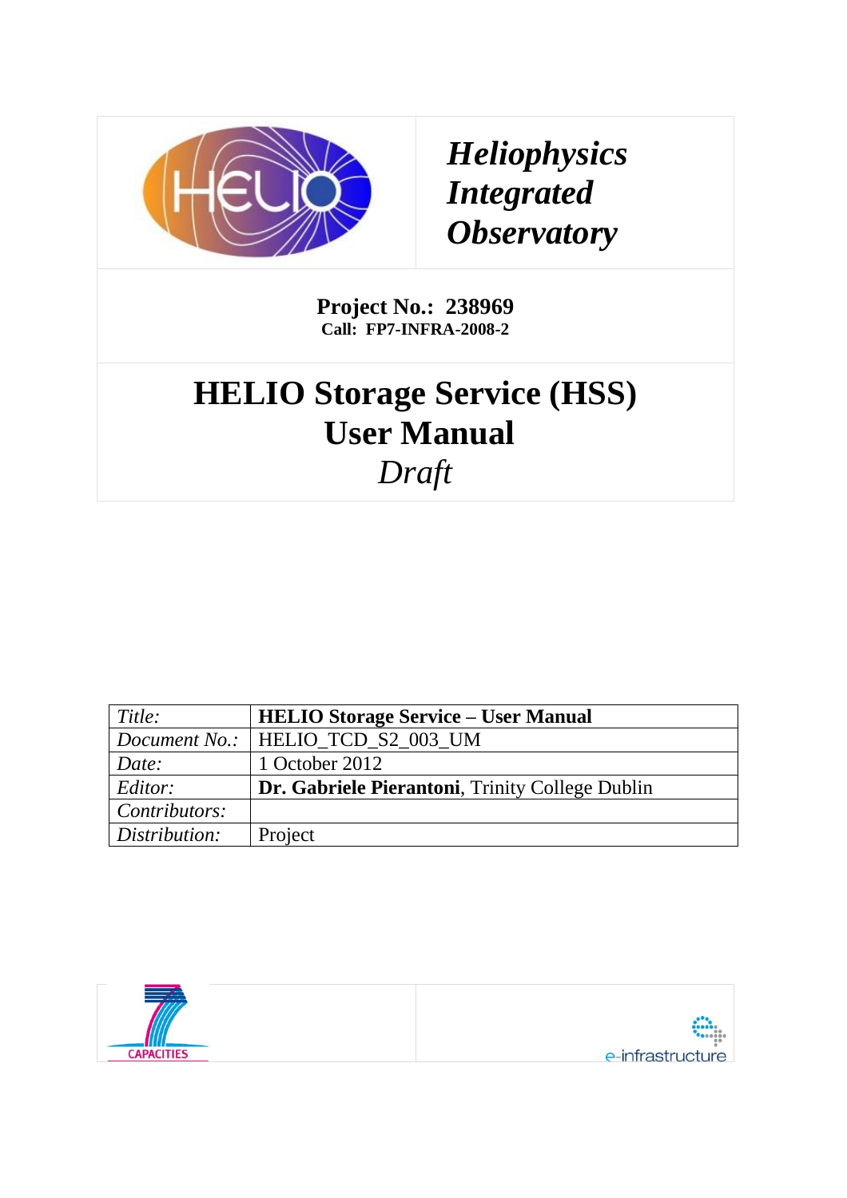*Heliophysics Integrated Observatory*

**Project No.: 238969**
**Call: FP7-INFRA-2008-2**

# HELIO Storage Service (HSS) User Manual

*Draft*

| *Title:* | **HELIO Storage Service – User Manual** |
|---|---|
| *Document No.:* | HELIO_TCD_S2_003_UM |
| *Date:* | 1 October 2012 |
| *Editor:* | **Dr. Gabriele Pierantoni**, Trinity College Dublin |
| *Contributors:* | |
| *Distribution:* | Project |

CAPACITIES

e-infrastructure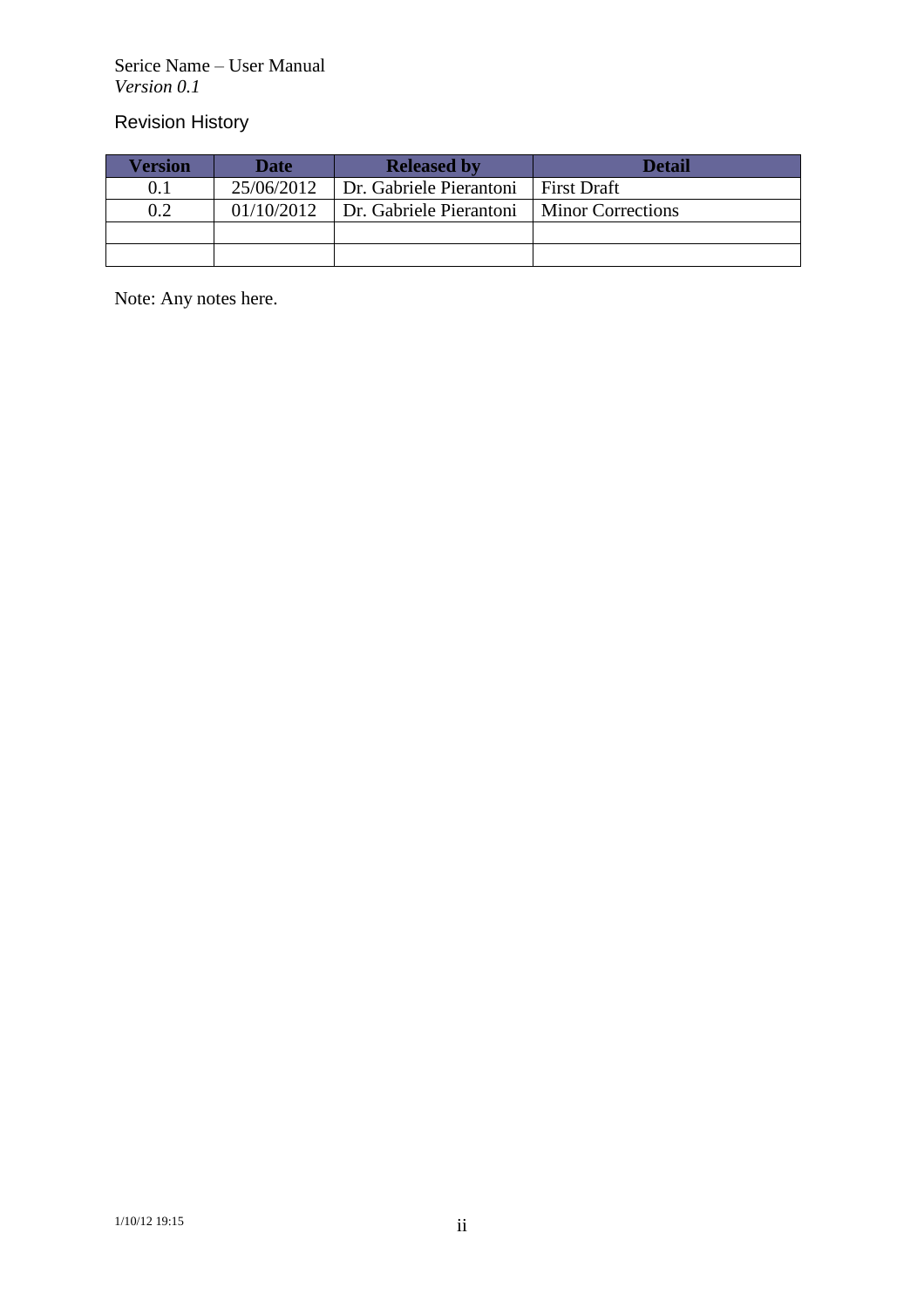## Revision History

| Version | Date | Released by | Detail |
|---|---|---|---|
| 0.1 | 25/06/2012 | Dr. Gabriele Pierantoni | First Draft |
| 0.2 | 01/10/2012 | Dr. Gabriele Pierantoni | Minor Corrections |
| | | | |
| | | | |

Note: Any notes here.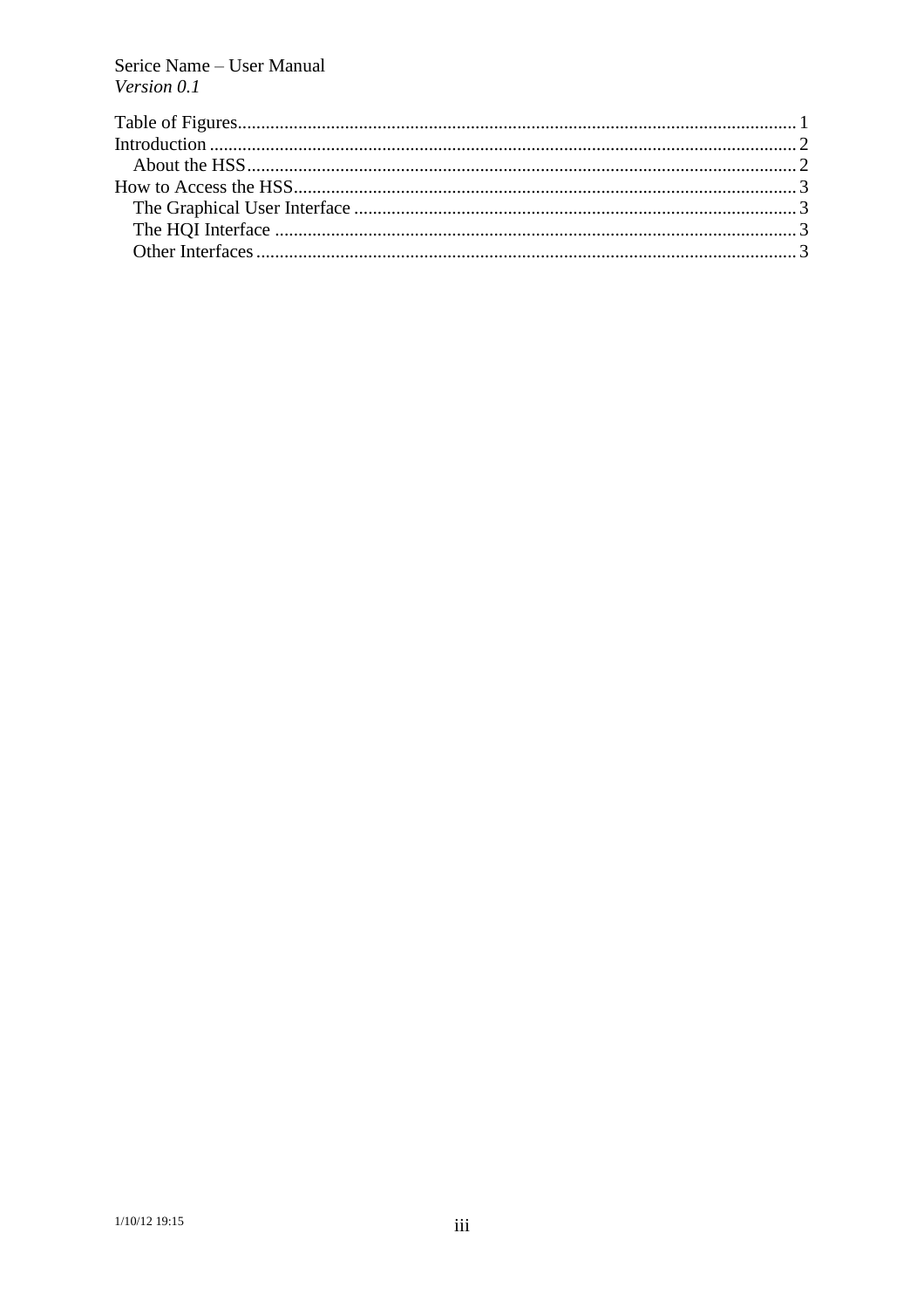Table of Figures........................................................................................................................1
Introduction ..............................................................................................................................2
    About the HSS......................................................................................................................2
How to Access the HSS............................................................................................................3
    The Graphical User Interface ...............................................................................................3
    The HQI Interface ................................................................................................................3
    Other Interfaces....................................................................................................................3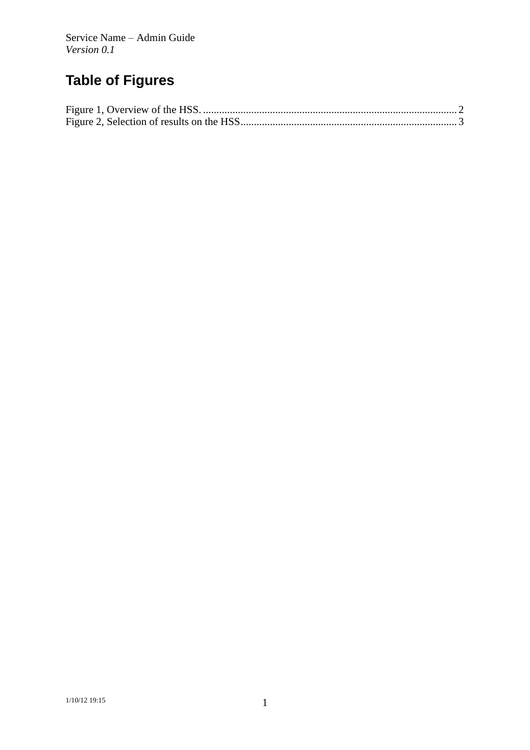# Table of Figures

Figure 1, Overview of the HSS. ............................................................................................... 2
Figure 2, Selection of results on the HSS................................................................................. 3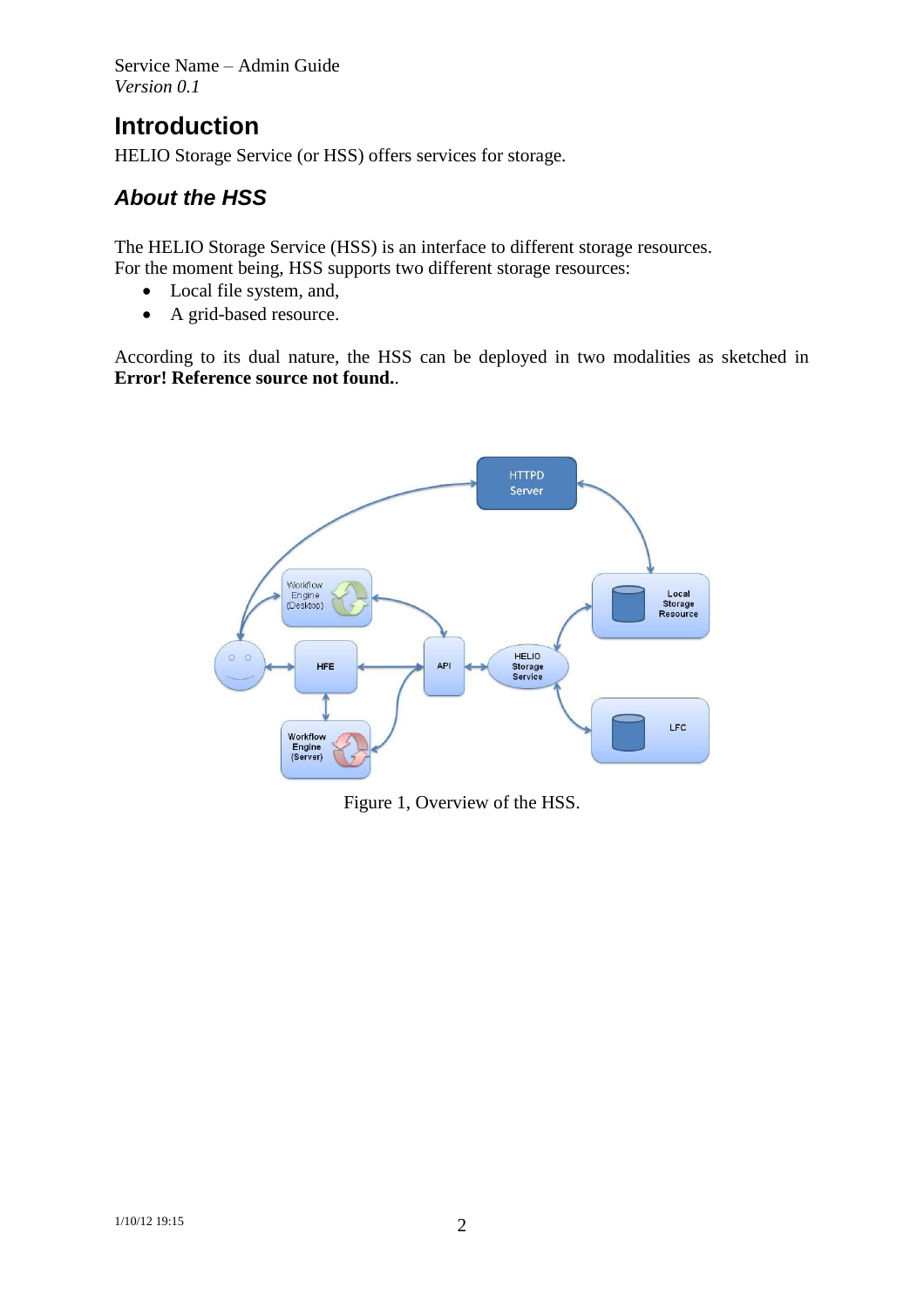# Introduction

HELIO Storage Service (or HSS) offers services for storage.

## *About the HSS*

The HELIO Storage Service (HSS) is an interface to different storage resources. For the moment being, HSS supports two different storage resources:

- Local file system, and,
- A grid-based resource.

According to its dual nature, the HSS can be deployed in two modalities as sketched in **Error! Reference source not found.**.

Figure 1, Overview of the HSS.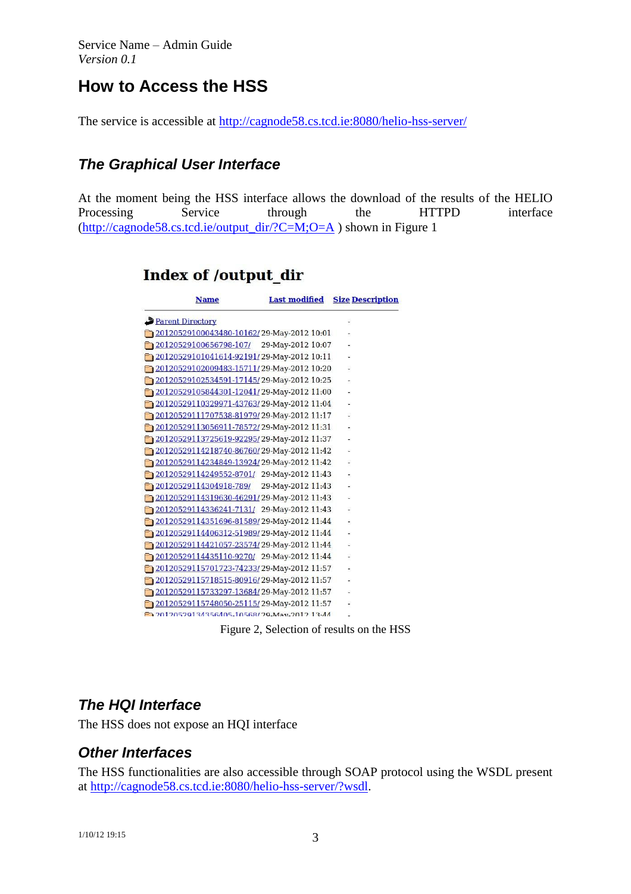# How to Access the HSS

The service is accessible at http://cagnode58.cs.tcd.ie:8080/helio-hss-server/

## The Graphical User Interface

At the moment being the HSS interface allows the download of the results of the HELIO Processing Service through the HTTPD interface (http://cagnode58.cs.tcd.ie/output_dir/?C=M;O=A ) shown in Figure 1

**Index of /output_dir**

| Name | Last modified | Size | Description |
|---|---|---|---|
| Parent Directory | | - | |
| 20120529100043480-10162/ | 29-May-2012 10:01 | - | |
| 20120529100656798-107/ | 29-May-2012 10:07 | - | |
| 20120529101041614-92191/ | 29-May-2012 10:11 | - | |
| 20120529102009483-15711/ | 29-May-2012 10:20 | - | |
| 20120529102534591-17145/ | 29-May-2012 10:25 | - | |
| 20120529105844301-12041/ | 29-May-2012 11:00 | - | |
| 20120529110329971-43763/ | 29-May-2012 11:04 | - | |
| 20120529111707538-81979/ | 29-May-2012 11:17 | - | |
| 20120529113056911-78572/ | 29-May-2012 11:31 | - | |
| 20120529113725619-92295/ | 29-May-2012 11:37 | - | |
| 20120529114218740-86760/ | 29-May-2012 11:42 | - | |
| 20120529114234849-13924/ | 29-May-2012 11:42 | - | |
| 20120529114249552-8701/ | 29-May-2012 11:43 | - | |
| 20120529114304918-789/ | 29-May-2012 11:43 | - | |
| 20120529114319630-46291/ | 29-May-2012 11:43 | - | |
| 20120529114336241-7131/ | 29-May-2012 11:43 | - | |
| 20120529114351696-81589/ | 29-May-2012 11:44 | - | |
| 20120529114406312-51989/ | 29-May-2012 11:44 | - | |
| 20120529114421057-23574/ | 29-May-2012 11:44 | - | |
| 20120529114435110-9270/ | 29-May-2012 11:44 | - | |
| 20120529115701723-74233/ | 29-May-2012 11:57 | - | |
| 20120529115718515-80916/ | 29-May-2012 11:57 | - | |
| 20120529115733297-13684/ | 29-May-2012 11:57 | - | |
| 20120529115748050-25115/ | 29-May-2012 11:57 | - | |
| 20120529134356405-10568/ | 29-May-2012 13:44 | - | |

Figure 2, Selection of results on the HSS

## The HQI Interface

The HSS does not expose an HQI interface

## Other Interfaces

The HSS functionalities are also accessible through SOAP protocol using the WSDL present at http://cagnode58.cs.tcd.ie:8080/helio-hss-server/?wsdl.